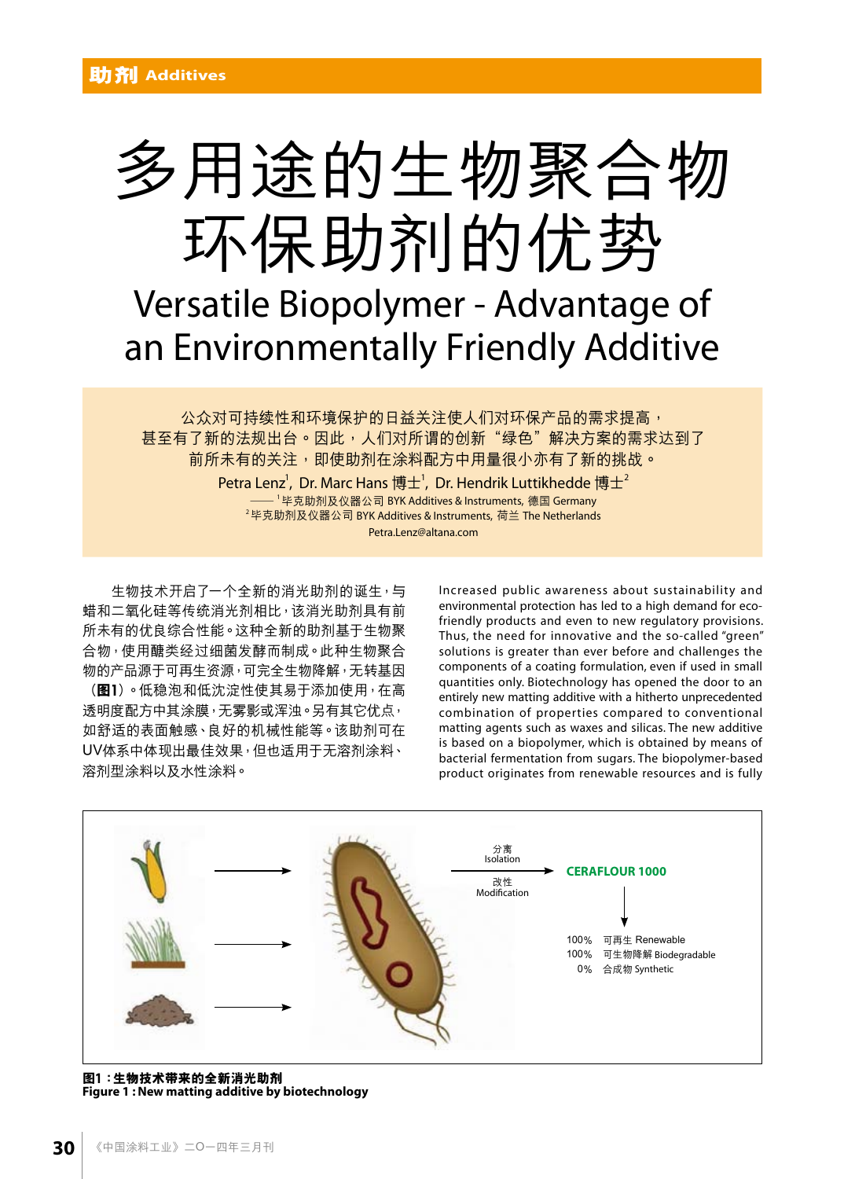# 多用途的生物聚合物环保助剂的优势

# Versatile Biopolymer - Advantage of an Environmentally Friendly Additive

公众对可持续性和环境保护的日益关注使人们对环保产品的需求提高，甚至有了新的法规出台。因此，人们对所谓的创新“绿色”解决方案的需求达到了前所未有的关注，即使助剂在涂料配方中用量很小亦有了新的挑战。

Petra Lenz[1], Dr. Marc Hans 博士[1], Dr. Hendrik Luttikhedde 博士[2]

[1] 毕克助剂及仪器公司 BYK Additives & Instruments, 德国 Germany

[2] 毕克助剂及仪器公司 BYK Additives & Instruments, 荷兰 The Netherlands

Petra.Lenz@altana.com

生物技术开启了一个全新的消光助剂的诞生，与蜡和二氧化硅等传统消光剂相比，该消光助剂具有前所未有的优良综合性能。这种全新的助剂基于生物聚合物，使用醣类经过细菌发酵而制成。此种生物聚合物的产品源于可再生资源，可完全生物降解，无转基因（**图1**）。低稳泡和低沈淀性使其易于添加使用，在高透明度配方中其涂膜，无雾影或浑浊。另有其它优点，如舒适的表面触感、良好的机械性能等。该助剂可在UV体系中体现最佳效果，但也适用于无溶剂涂料、溶剂型涂料以及水性涂料。

Increased public awareness about sustainability and environmental protection has led to a high demand for eco-friendly products and even to new regulatory provisions. Thus, the need for innovative and the so-called "green" solutions is greater than ever before and challenges the components of a coating formulation, even if used in small quantities only. Biotechnology has opened the door to an entirely new matting additive with a hitherto unprecedented combination of properties compared to conventional matting agents such as waxes and silicas. The new additive is based on a biopolymer, which is obtained by means of bacterial fermentation from sugars. The biopolymer-based product originates from renewable resources and is fully

分离 Isolation

改性 Modification

CERAFLOUR 1000

100% 可再生 Renewable
100% 可生物降解 Biodegradable
0% 合成物 Synthetic

**图1：生物技术带来的全新消光助剂**
**Figure 1 : New matting additive by biotechnology**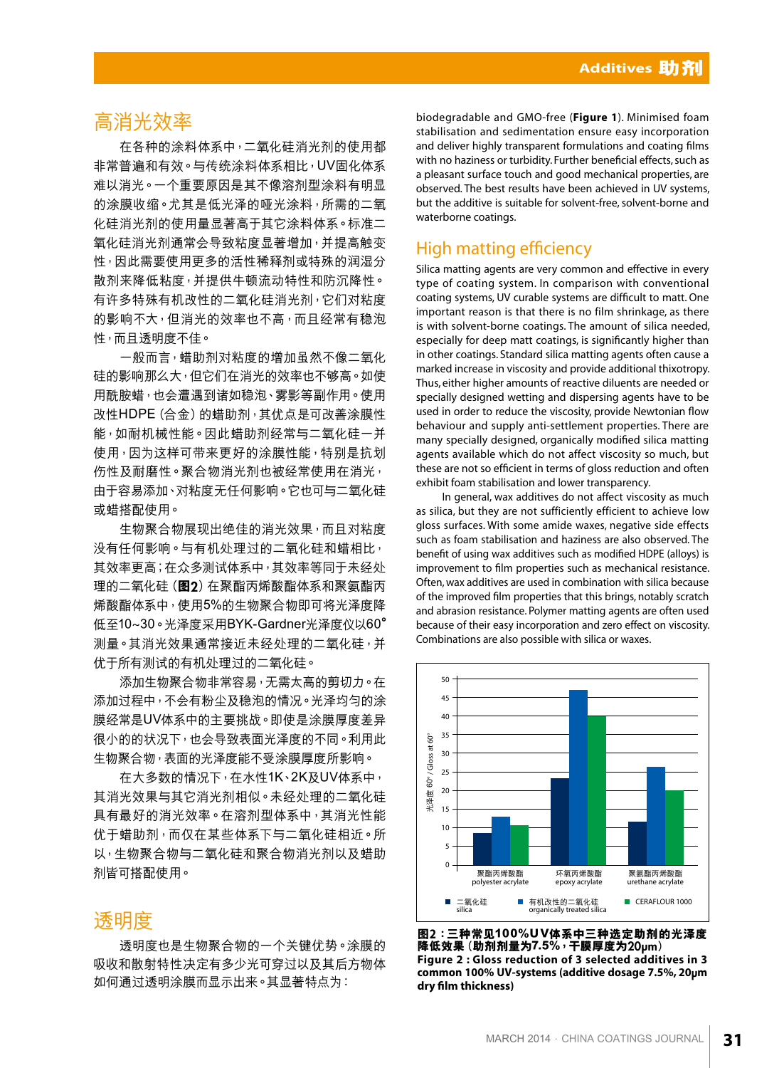## 高消光效率

在各种的涂料体系中，二氧化硅消光剂的使用都非常普遍和有效。与传统涂料体系相比，UV固化体系难以消光。一个重要原因是其不像溶剂型涂料有明显的涂膜收缩。尤其是低光泽的哑光涂料，所需的二氧化硅消光剂的使用量显著高于其它涂料体系。标准二氧化硅消光剂通常会导致粘度显著增加，并提高触变性，因此需要使用更多的活性稀释剂或特殊的润湿分散剂来降低粘度，并提供牛顿流动特性和防沉降性。有许多特殊有机改性的二氧化硅消光剂，它们对粘度的影响不大，但消光的效率也不高，而且经常有稳泡性，而且透明度不佳。

一般而言，蜡助剂对粘度的增加虽然不像二氧化硅的影响那么大，但它们在消光的效率也不够高。如使用酰胺蜡，也会遭遇到诸如稳泡、雾影等副作用。使用改性HDPE（合金）的蜡助剂，其优点是可改善涂膜性能，如耐机械性能。因此蜡助剂经常与二氧化硅一并使用，因为这样可带来更好的涂膜性能，特别是抗划伤性及耐磨性。聚合物消光剂也被经常使用在消光，由于容易添加、对粘度无任何影响。它也可与二氧化硅或蜡搭配使用。

生物聚合物展现出绝佳的消光效果，而且对粘度没有任何影响。与有机处理过的二氧化硅和蜡相比，其效率更高；在众多测试体系中，其效率等同于未经处理的二氧化硅（**图2**）在聚酯丙烯酸酯体系和聚氨酯丙烯酸酯体系中，使用5%的生物聚合物即可将光泽度降低至10~30。光泽度采用BYK-Gardner光泽度仪以60°测量。其消光效果通常接近未经处理的二氧化硅，并优于所有测试的有机处理过的二氧化硅。

添加生物聚合物非常容易，无需太高的剪切力。在添加过程中，不会有粉尘及稳泡的情况。光泽均匀的涂膜经常是UV体系中的主要挑战。即使是涂膜厚度差异很小的的状况下，也会导致表面光泽度的不同。利用此生物聚合物，表面的光泽度能不受涂膜厚度所影响。

在大多数的情况下，在水性1K、2K及UV体系中，其消光效果与其它消光剂相似。未经处理的二氧化硅具有最好的消光效率。在溶剂型体系中，其消光性能优于蜡助剂，而仅在某些体系下与二氧化硅相近。所以，生物聚合物与二氧化硅和聚合物消光剂以及蜡助剂皆可搭配使用。

## 透明度

透明度也是生物聚合物的一个关键优势。涂膜的吸收和散射特性决定有多少光可穿过以及其后方物体如何通过透明涂膜而显示出来。其显著特点为：

biodegradable and GMO-free (**Figure 1**). Minimised foam stabilisation and sedimentation ensure easy incorporation and deliver highly transparent formulations and coating films with no haziness or turbidity. Further beneficial effects, such as a pleasant surface touch and good mechanical properties, are observed. The best results have been achieved in UV systems, but the additive is suitable for solvent-free, solvent-borne and waterborne coatings.

## High matting efficiency

Silica matting agents are very common and effective in every type of coating system. In comparison with conventional coating systems, UV curable systems are difficult to matt. One important reason is that there is no film shrinkage, as there is with solvent-borne coatings. The amount of silica needed, especially for deep matt coatings, is significantly higher than in other coatings. Standard silica matting agents often cause a marked increase in viscosity and provide additional thixotropy. Thus, either higher amounts of reactive diluents are needed or specially designed wetting and dispersing agents have to be used in order to reduce the viscosity, provide Newtonian flow behaviour and supply anti-settlement properties. There are many specially designed, organically modified silica matting agents available which do not affect viscosity so much, but these are not so efficient in terms of gloss reduction and often exhibit foam stabilisation and lower transparency.

In general, wax additives do not affect viscosity as much as silica, but they are not sufficiently efficient to achieve low gloss surfaces. With some amide waxes, negative side effects such as foam stabilisation and haziness are also observed. The benefit of using wax additives such as modified HDPE (alloys) is improvement to film properties such as mechanical resistance. Often, wax additives are used in combination with silica because of the improved film properties that this brings, notably scratch and abrasion resistance. Polymer matting agents are often used because of their easy incorporation and zero effect on viscosity. Combinations are also possible with silica or waxes.

| 光泽度 60° / Gloss at 60° | 二氧化硅 silica | 有机改性的二氧化硅 organically treated silica | CERAFLOUR 1000 |
|---|---|---|---|
| 聚酯丙烯酸酯 polyester acrylate | ~8.5 | ~13 | ~10.5 |
| 环氧丙烯酸酯 epoxy acrylate | ~23 | ~47 | ~40 |
| 聚氨酯丙烯酸酯 urethane acrylate | ~11.5 | ~26.5 | ~20 |

**图2：三种常见100%UV体系中三种选定助剂的光泽度降低效果（助剂剂量为7.5%，干膜厚度为20μm）**
**Figure 2 : Gloss reduction of 3 selected additives in 3 common 100% UV-systems (additive dosage 7.5%, 20μm dry film thickness)**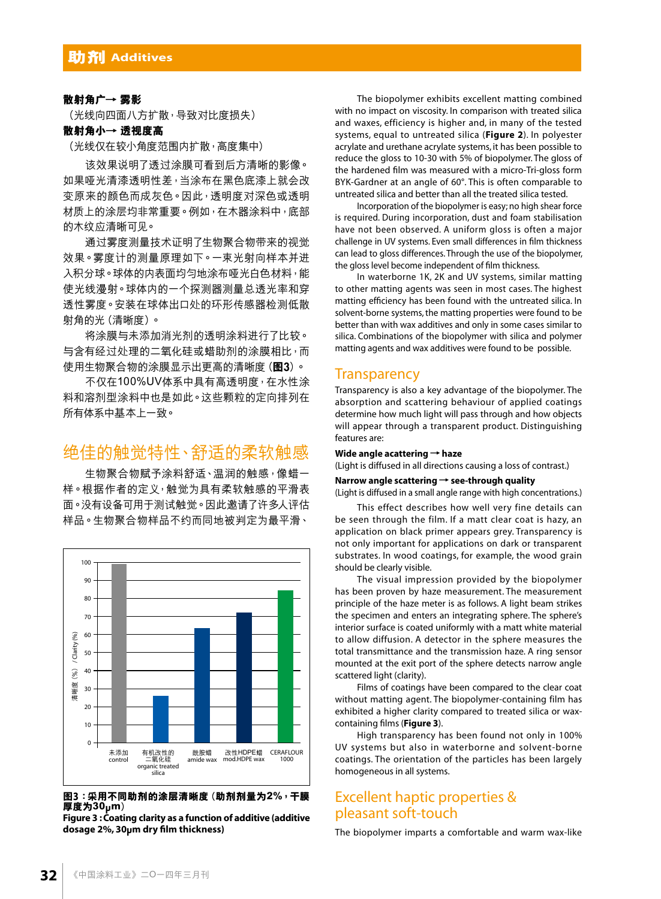**散射角广→ 雾影**

（光线向四面八方扩散，导致对比度损失）

**散射角小→ 透视度高**

（光线仅在较小角度范围内扩散，高度集中）

该效果说明了透过涂膜可看到后方清晰的影像。如果哑光清漆透明性差，当涂布在黑色底漆上就会改变原来的颜色而成灰色。因此，透明度对深色或透明材质上的涂层均非常重要。例如，在木器涂料中，底部的木纹应清晰可见。

通过雾度测量技术证明了生物聚合物带来的视觉效果。雾度计的测量原理如下。一束光射向样本并进入积分球。球体的内表面均匀地涂布哑光白色材料，能使光线漫射。球体内的一个探测器测量总透光率和穿透性雾度。安装在球体出口处的环形传感器检测低散射角的光（清晰度）。

将涂膜与未添加消光剂的透明涂料进行了比较。与含有经过处理的二氧化硅或蜡助剂的涂膜相比，而使用生物聚合物的涂膜显示出更高的清晰度（**图3**）。

不仅在100%UV体系中具有高透明度，在水性涂料和溶剂型涂料中也是如此。这些颗粒的定向排列在所有体系中基本上一致。

## 绝佳的触觉特性、舒适的柔软触感

生物聚合物赋予涂料舒适、温润的触感，像蜡一样。根据作者的定义，触觉为具有柔软触感的平滑表面。没有设备可用于测试触觉。因此邀请了许多人评估样品。生物聚合物样品不约而同地被判定为最平滑、

| 添加剂 | 清晰度（%） / Clarity (%) |
|---|---|
| 未添加 control | ~99 |
| 有机改性的二氧化硅 organic treated silica | ~26 |
| 酰胺蜡 amide wax | ~63 |
| 改性HDPE蜡 mod.HDPE wax | ~72 |
| CERAFLOUR 1000 | ~84 |

**图3：采用不同助剂的涂层清晰度（助剂剂量为2%，干膜厚度为30μm）**

**Figure 3 : Coating clarity as a function of additive (additive dosage 2%, 30μm dry film thickness)**

The biopolymer exhibits excellent matting combined with no impact on viscosity. In comparison with treated silica and waxes, efficiency is higher and, in many of the tested systems, equal to untreated silica (**Figure 2**). In polyester acrylate and urethane acrylate systems, it has been possible to reduce the gloss to 10-30 with 5% of biopolymer. The gloss of the hardened film was measured with a micro-Tri-gloss form BYK-Gardner at an angle of 60°. This is often comparable to untreated silica and better than all the treated silica tested.

Incorporation of the biopolymer is easy; no high shear force is required. During incorporation, dust and foam stabilisation have not been observed. A uniform gloss is often a major challenge in UV systems. Even small differences in film thickness can lead to gloss differences. Through the use of the biopolymer, the gloss level become independent of film thickness.

In waterborne 1K, 2K and UV systems, similar matting to other matting agents was seen in most cases. The highest matting efficiency has been found with the untreated silica. In solvent-borne systems, the matting properties were found to be better than with wax additives and only in some cases similar to silica. Combinations of the biopolymer with silica and polymer matting agents and wax additives were found to be possible.

## Transparency

Transparency is also a key advantage of the biopolymer. The absorption and scattering behaviour of applied coatings determine how much light will pass through and how objects will appear through a transparent product. Distinguishing features are:

**Wide angle acattering → haze**

(Light is diffused in all directions causing a loss of contrast.)

**Narrow angle scattering → see-through quality**

(Light is diffused in a small angle range with high concentrations.)

This effect describes how well very fine details can be seen through the film. If a matt clear coat is hazy, an application on black primer appears grey. Transparency is not only important for applications on dark or transparent substrates. In wood coatings, for example, the wood grain should be clearly visible.

The visual impression provided by the biopolymer has been proven by haze measurement. The measurement principle of the haze meter is as follows. A light beam strikes the specimen and enters an integrating sphere. The sphere's interior surface is coated uniformly with a matt white material to allow diffusion. A detector in the sphere measures the total transmittance and the transmission haze. A ring sensor mounted at the exit port of the sphere detects narrow angle scattered light (clarity).

Films of coatings have been compared to the clear coat without matting agent. The biopolymer-containing film has exhibited a higher clarity compared to treated silica or wax-containing films (**Figure 3**).

High transparency has been found not only in 100% UV systems but also in waterborne and solvent-borne coatings. The orientation of the particles has been largely homogeneous in all systems.

## Excellent haptic properties & pleasant soft-touch

The biopolymer imparts a comfortable and warm wax-like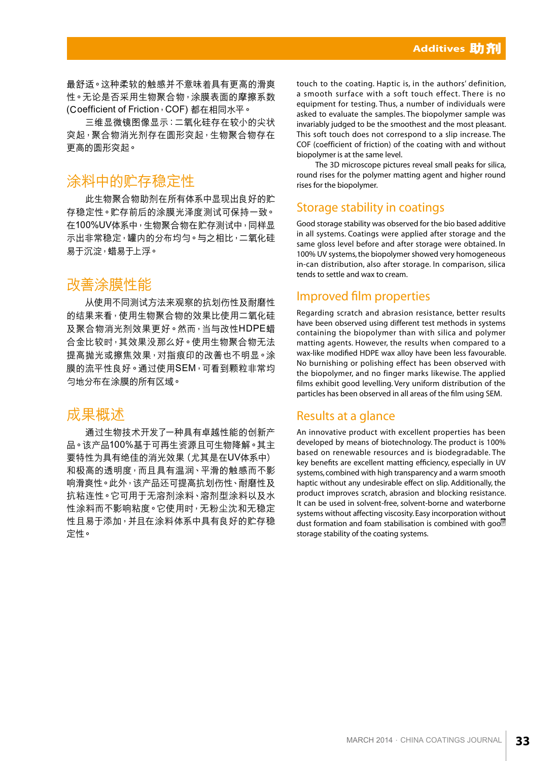最舒适。这种柔软的触感并不意味着具有更高的滑爽性。无论是否采用生物聚合物，涂膜表面的摩擦系数(Coefficient of Friction，COF) 都在相同水平。

三维显微镜图像显示：二氧化硅存在较小的尖状突起，聚合物消光剂存在圆形突起，生物聚合物存在更高的圆形突起。

## 涂料中的贮存稳定性

此生物聚合物助剂在所有体系中显现出良好的贮存稳定性。贮存前后的涂膜光泽度测试可保持一致。在100%UV体系中，生物聚合物在贮存测试中，同样显示出非常稳定，罐内的分布均匀。与之相比，二氧化硅易于沉淀，蜡易于上浮。

## 改善涂膜性能

从使用不同测试方法来观察的抗划伤性及耐磨性的结果来看，使用生物聚合物的效果比使用二氧化硅及聚合物消光剂效果更好。然而，当与改性HDPE蜡合金比较时，其效果没那么好。使用生物聚合物无法提高抛光或擦焦效果，对指痕印的改善也不明显。涂膜的流平性良好。通过使用SEM，可看到颗粒非常均匀地分布在涂膜的所有区域。

## 成果概述

通过生物技术开发了一种具有卓越性能的创新产品。该产品100%基于可再生资源且可生物降解。其主要特性为具有绝佳的消光效果（尤其是在UV体系中）和极高的透明度，而且具有温润、平滑的触感而不影响滑爽性。此外，该产品还可提高抗划伤性、耐磨性及抗粘连性。它可用于无溶剂涂料、溶剂型涂料以及水性涂料而不影响粘度。它使用时，无粉尘沉和无稳定性且易于添加，并且在涂料体系中具有良好的贮存稳定性。

touch to the coating. Haptic is, in the authors' definition, a smooth surface with a soft touch effect. There is no equipment for testing. Thus, a number of individuals were asked to evaluate the samples. The biopolymer sample was invariably judged to be the smoothest and the most pleasant. This soft touch does not correspond to a slip increase. The COF (coefficient of friction) of the coating with and without biopolymer is at the same level.

The 3D microscope pictures reveal small peaks for silica, round rises for the polymer matting agent and higher round rises for the biopolymer.

## Storage stability in coatings

Good storage stability was observed for the bio based additive in all systems. Coatings were applied after storage and the same gloss level before and after storage were obtained. In 100% UV systems, the biopolymer showed very homogeneous in-can distribution, also after storage. In comparison, silica tends to settle and wax to cream.

## Improved film properties

Regarding scratch and abrasion resistance, better results have been observed using different test methods in systems containing the biopolymer than with silica and polymer matting agents. However, the results when compared to a wax-like modified HDPE wax alloy have been less favourable. No burnishing or polishing effect has been observed with the biopolymer, and no finger marks likewise. The applied films exhibit good levelling. Very uniform distribution of the particles has been observed in all areas of the film using SEM.

## Results at a glance

An innovative product with excellent properties has been developed by means of biotechnology. The product is 100% based on renewable resources and is biodegradable. The key benefits are excellent matting efficiency, especially in UV systems, combined with high transparency and a warm smooth haptic without any undesirable effect on slip. Additionally, the product improves scratch, abrasion and blocking resistance. It can be used in solvent-free, solvent-borne and waterborne systems without affecting viscosity. Easy incorporation without dust formation and foam stabilisation is combined with good storage stability of the coating systems.